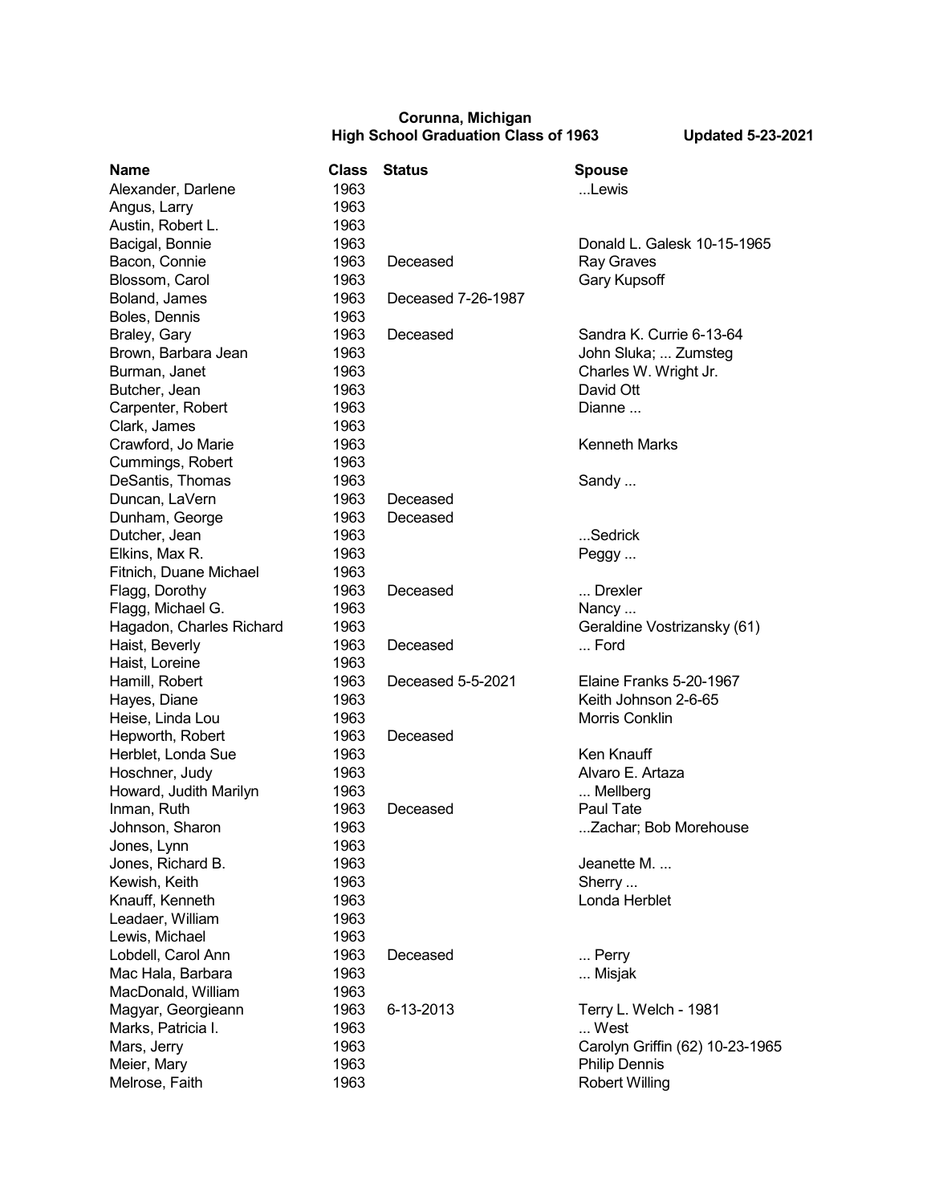**Corunna, Michigan**
**High School Graduation Class of 1963** **Updated 5-23-2021**

| Name | Class | Status | Spouse |
|---|---|---|---|
| Alexander, Darlene | 1963 | | ...Lewis |
| Angus, Larry | 1963 | | |
| Austin, Robert L. | 1963 | | |
| Bacigal, Bonnie | 1963 | | Donald L. Galesk 10-15-1965 |
| Bacon, Connie | 1963 | Deceased | Ray Graves |
| Blossom, Carol | 1963 | | Gary Kupsoff |
| Boland, James | 1963 | Deceased 7-26-1987 | |
| Boles, Dennis | 1963 | | |
| Braley, Gary | 1963 | Deceased | Sandra K. Currie 6-13-64 |
| Brown, Barbara Jean | 1963 | | John Sluka; ... Zumsteg |
| Burman, Janet | 1963 | | Charles W. Wright Jr. |
| Butcher, Jean | 1963 | | David Ott |
| Carpenter, Robert | 1963 | | Dianne ... |
| Clark, James | 1963 | | |
| Crawford, Jo Marie | 1963 | | Kenneth Marks |
| Cummings, Robert | 1963 | | |
| DeSantis, Thomas | 1963 | | Sandy ... |
| Duncan, LaVern | 1963 | Deceased | |
| Dunham, George | 1963 | Deceased | |
| Dutcher, Jean | 1963 | | ...Sedrick |
| Elkins, Max R. | 1963 | | Peggy ... |
| Fitnich, Duane Michael | 1963 | | |
| Flagg, Dorothy | 1963 | Deceased | ... Drexler |
| Flagg, Michael G. | 1963 | | Nancy ... |
| Hagadon, Charles Richard | 1963 | | Geraldine Vostrizansky (61) |
| Haist, Beverly | 1963 | Deceased | ... Ford |
| Haist, Loreine | 1963 | | |
| Hamill, Robert | 1963 | Deceased 5-5-2021 | Elaine Franks 5-20-1967 |
| Hayes, Diane | 1963 | | Keith Johnson 2-6-65 |
| Heise, Linda Lou | 1963 | | Morris Conklin |
| Hepworth, Robert | 1963 | Deceased | |
| Herblet, Londa Sue | 1963 | | Ken Knauff |
| Hoschner, Judy | 1963 | | Alvaro E. Artaza |
| Howard, Judith Marilyn | 1963 | | ... Mellberg |
| Inman, Ruth | 1963 | Deceased | Paul Tate |
| Johnson, Sharon | 1963 | | ...Zachar; Bob Morehouse |
| Jones, Lynn | 1963 | | |
| Jones, Richard B. | 1963 | | Jeanette M. ... |
| Kewish, Keith | 1963 | | Sherry ... |
| Knauff, Kenneth | 1963 | | Londa Herblet |
| Leadaer, William | 1963 | | |
| Lewis, Michael | 1963 | | |
| Lobdell, Carol Ann | 1963 | Deceased | ... Perry |
| Mac Hala, Barbara | 1963 | | ... Misjak |
| MacDonald, William | 1963 | | |
| Magyar, Georgieann | 1963 | 6-13-2013 | Terry L. Welch - 1981 |
| Marks, Patricia I. | 1963 | | ... West |
| Mars, Jerry | 1963 | | Carolyn Griffin (62) 10-23-1965 |
| Meier, Mary | 1963 | | Philip Dennis |
| Melrose, Faith | 1963 | | Robert Willing |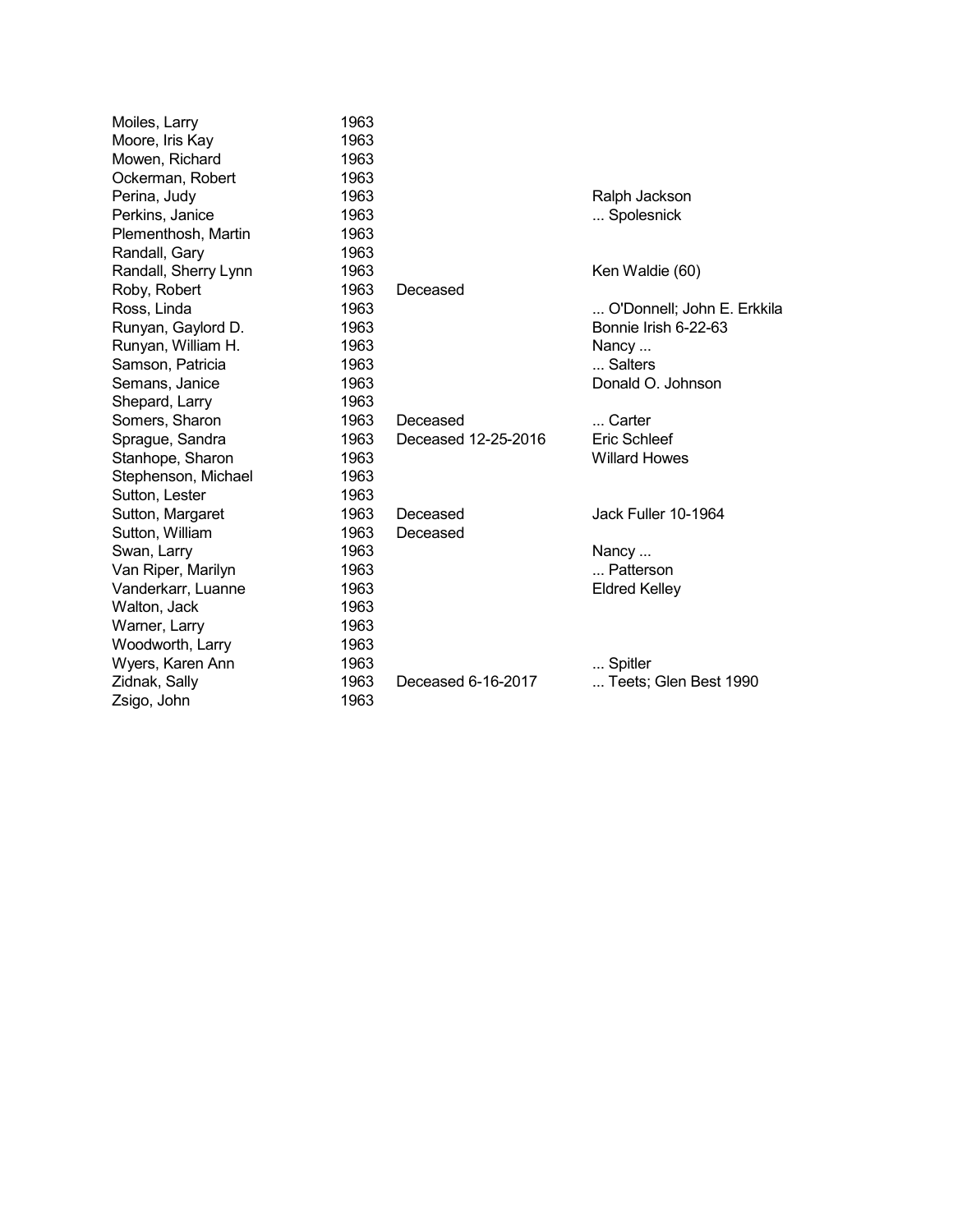| | | | |
|---|---|---|---|
| Moiles, Larry | 1963 | | |
| Moore, Iris Kay | 1963 | | |
| Mowen, Richard | 1963 | | |
| Ockerman, Robert | 1963 | | |
| Perina, Judy | 1963 | | Ralph Jackson |
| Perkins, Janice | 1963 | | ... Spolesnick |
| Plementhosh, Martin | 1963 | | |
| Randall, Gary | 1963 | | |
| Randall, Sherry Lynn | 1963 | | Ken Waldie (60) |
| Roby, Robert | 1963 | Deceased | |
| Ross, Linda | 1963 | | ... O'Donnell; John E. Erkkila |
| Runyan, Gaylord D. | 1963 | | Bonnie Irish 6-22-63 |
| Runyan, William H. | 1963 | | Nancy ... |
| Samson, Patricia | 1963 | | ... Salters |
| Semans, Janice | 1963 | | Donald O. Johnson |
| Shepard, Larry | 1963 | | |
| Somers, Sharon | 1963 | Deceased | ... Carter |
| Sprague, Sandra | 1963 | Deceased 12-25-2016 | Eric Schleef |
| Stanhope, Sharon | 1963 | | Willard Howes |
| Stephenson, Michael | 1963 | | |
| Sutton, Lester | 1963 | | |
| Sutton, Margaret | 1963 | Deceased | Jack Fuller 10-1964 |
| Sutton, William | 1963 | Deceased | |
| Swan, Larry | 1963 | | Nancy ... |
| Van Riper, Marilyn | 1963 | | ... Patterson |
| Vanderkarr, Luanne | 1963 | | Eldred Kelley |
| Walton, Jack | 1963 | | |
| Warner, Larry | 1963 | | |
| Woodworth, Larry | 1963 | | |
| Wyers, Karen Ann | 1963 | | ... Spitler |
| Zidnak, Sally | 1963 | Deceased 6-16-2017 | ... Teets; Glen Best 1990 |
| Zsigo, John | 1963 | | |